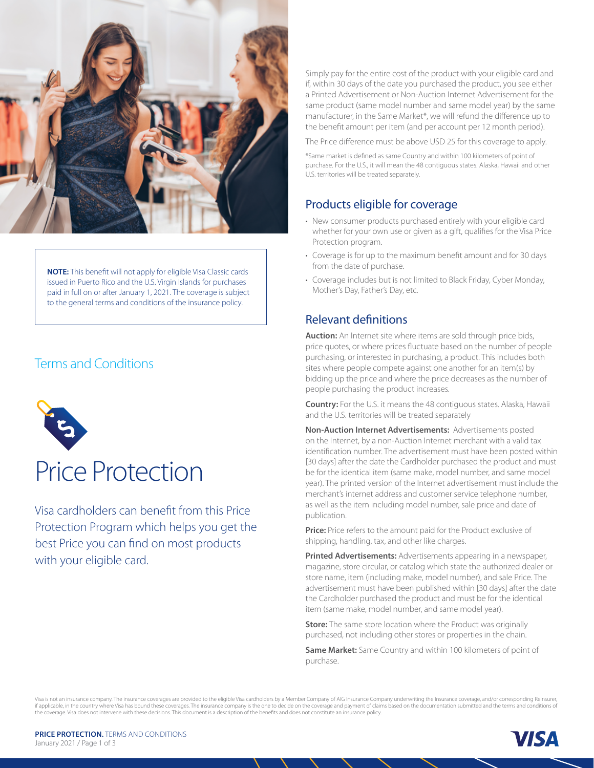**NOTE:** This benefit will not apply for eligible Visa Classic cards issued in Puerto Rico and the U.S. Virgin Islands for purchases paid in full on or after January 1, 2021. The coverage is subject to the general terms and conditions of the insurance policy.

## Terms and Conditions

# Price Protection

Visa cardholders can benefit from this Price Protection Program which helps you get the best Price you can find on most products with your eligible card.

Simply pay for the entire cost of the product with your eligible card and if, within 30 days of the date you purchased the product, you see either a Printed Advertisement or Non-Auction Internet Advertisement for the same product (same model number and same model year) by the same manufacturer, in the Same Market*, we will refund the difference up to the benefit amount per item (and per account per 12 month period).

The Price difference must be above USD 25 for this coverage to apply.

*Same market is defined as same Country and within 100 kilometers of point of purchase. For the U.S., it will mean the 48 contiguous states. Alaska, Hawaii and other U.S. territories will be treated separately.

## Products eligible for coverage

- New consumer products purchased entirely with your eligible card whether for your own use or given as a gift, qualifies for the Visa Price Protection program.
- Coverage is for up to the maximum benefit amount and for 30 days from the date of purchase.
- Coverage includes but is not limited to Black Friday, Cyber Monday, Mother's Day, Father's Day, etc.

## Relevant definitions

**Auction:** An Internet site where items are sold through price bids, price quotes, or where prices fluctuate based on the number of people purchasing, or interested in purchasing, a product. This includes both sites where people compete against one another for an item(s) by bidding up the price and where the price decreases as the number of people purchasing the product increases.

**Country:** For the U.S. it means the 48 contiguous states. Alaska, Hawaii and the U.S. territories will be treated separately

**Non-Auction Internet Advertisements:** Advertisements posted on the Internet, by a non-Auction Internet merchant with a valid tax identification number. The advertisement must have been posted within [30 days] after the date the Cardholder purchased the product and must be for the identical item (same make, model number, and same model year). The printed version of the Internet advertisement must include the merchant's internet address and customer service telephone number, as well as the item including model number, sale price and date of publication.

**Price:** Price refers to the amount paid for the Product exclusive of shipping, handling, tax, and other like charges.

**Printed Advertisements:** Advertisements appearing in a newspaper, magazine, store circular, or catalog which state the authorized dealer or store name, item (including make, model number), and sale Price. The advertisement must have been published within [30 days] after the date the Cardholder purchased the product and must be for the identical item (same make, model number, and same model year).

**Store:** The same store location where the Product was originally purchased, not including other stores or properties in the chain.

**Same Market:** Same Country and within 100 kilometers of point of purchase.

Visa is not an insurance company. The insurance coverages are provided to the eligible Visa cardholders by a Member Company of AIG Insurance Company underwriting the Insurance coverage, and/or corresponding Reinsurer, if applicable, in the country where Visa has bound these coverages. The insurance company is the one to decide on the coverage and payment of claims based on the documentation submitted and the terms and conditions of the coverage. Visa does not intervene with these decisions. This document is a description of the benefits and does not constitute an insurance policy.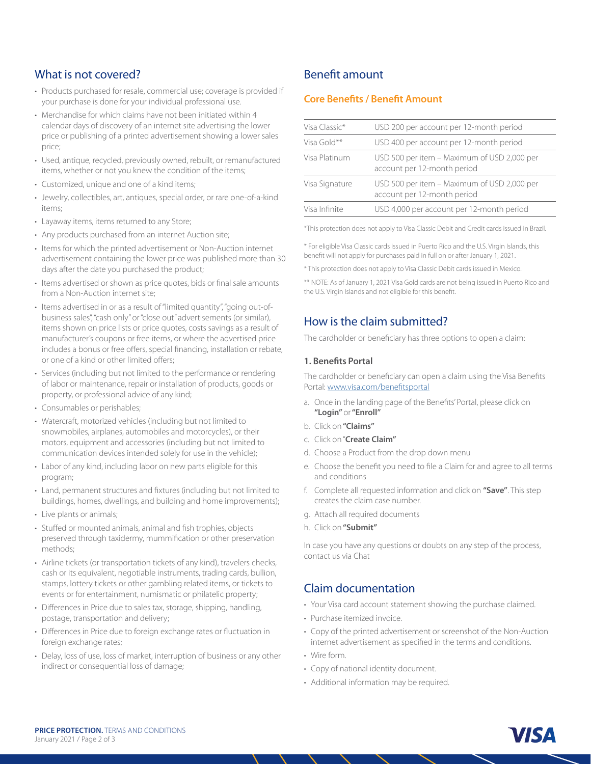## What is not covered?

- Products purchased for resale, commercial use; coverage is provided if your purchase is done for your individual professional use.
- Merchandise for which claims have not been initiated within 4 calendar days of discovery of an internet site advertising the lower price or publishing of a printed advertisement showing a lower sales price;
- Used, antique, recycled, previously owned, rebuilt, or remanufactured items, whether or not you knew the condition of the items;
- Customized, unique and one of a kind items;
- Jewelry, collectibles, art, antiques, special order, or rare one-of-a-kind items;
- Layaway items, items returned to any Store;
- Any products purchased from an internet Auction site;
- Items for which the printed advertisement or Non-Auction internet advertisement containing the lower price was published more than 30 days after the date you purchased the product;
- Items advertised or shown as price quotes, bids or final sale amounts from a Non-Auction internet site;
- Items advertised in or as a result of "limited quantity", "going out-of-business sales", "cash only" or "close out" advertisements (or similar), items shown on price lists or price quotes, costs savings as a result of manufacturer's coupons or free items, or where the advertised price includes a bonus or free offers, special financing, installation or rebate, or one of a kind or other limited offers;
- Services (including but not limited to the performance or rendering of labor or maintenance, repair or installation of products, goods or property, or professional advice of any kind;
- Consumables or perishables;
- Watercraft, motorized vehicles (including but not limited to snowmobiles, airplanes, automobiles and motorcycles), or their motors, equipment and accessories (including but not limited to communication devices intended solely for use in the vehicle);
- Labor of any kind, including labor on new parts eligible for this program;
- Land, permanent structures and fixtures (including but not limited to buildings, homes, dwellings, and building and home improvements);
- Live plants or animals;
- Stuffed or mounted animals, animal and fish trophies, objects preserved through taxidermy, mummification or other preservation methods;
- Airline tickets (or transportation tickets of any kind), travelers checks, cash or its equivalent, negotiable instruments, trading cards, bullion, stamps, lottery tickets or other gambling related items, or tickets to events or for entertainment, numismatic or philatelic property;
- Differences in Price due to sales tax, storage, shipping, handling, postage, transportation and delivery;
- Differences in Price due to foreign exchange rates or fluctuation in foreign exchange rates;
- Delay, loss of use, loss of market, interruption of business or any other indirect or consequential loss of damage;

## Benefit amount

### Core Benefits / Benefit Amount

| Card | Benefit Amount |
|---|---|
| Visa Classic* | USD 200 per account per 12-month period |
| Visa Gold** | USD 400 per account per 12-month period |
| Visa Platinum | USD 500 per item – Maximum of USD 2,000 per account per 12-month period |
| Visa Signature | USD 500 per item – Maximum of USD 2,000 per account per 12-month period |
| Visa Infinite | USD 4,000 per account per 12-month period |

*This protection does not apply to Visa Classic Debit and Credit cards issued in Brazil.

* For eligible Visa Classic cards issued in Puerto Rico and the U.S. Virgin Islands, this benefit will not apply for purchases paid in full on or after January 1, 2021.

* This protection does not apply to Visa Classic Debit cards issued in Mexico.

** NOTE: As of January 1, 2021 Visa Gold cards are not being issued in Puerto Rico and the U.S. Virgin Islands and not eligible for this benefit.

## How is the claim submitted?

The cardholder or beneficiary has three options to open a claim:

### 1. Benefits Portal

The cardholder or beneficiary can open a claim using the Visa Benefits Portal: www.visa.com/benefitsportal

a. Once in the landing page of the Benefits' Portal, please click on **"Login"** or **"Enroll"**
b. Click on **"Claims"**
c. Click on "**Create Claim"**
d. Choose a Product from the drop down menu
e. Choose the benefit you need to file a Claim for and agree to all terms and conditions
f. Complete all requested information and click on **"Save"**. This step creates the claim case number.
g. Attach all required documents
h. Click on **"Submit"**

In case you have any questions or doubts on any step of the process, contact us via Chat

## Claim documentation

- Your Visa card account statement showing the purchase claimed.
- Purchase itemized invoice.
- Copy of the printed advertisement or screenshot of the Non-Auction internet advertisement as specified in the terms and conditions.
- Wire form.
- Copy of national identity document.
- Additional information may be required.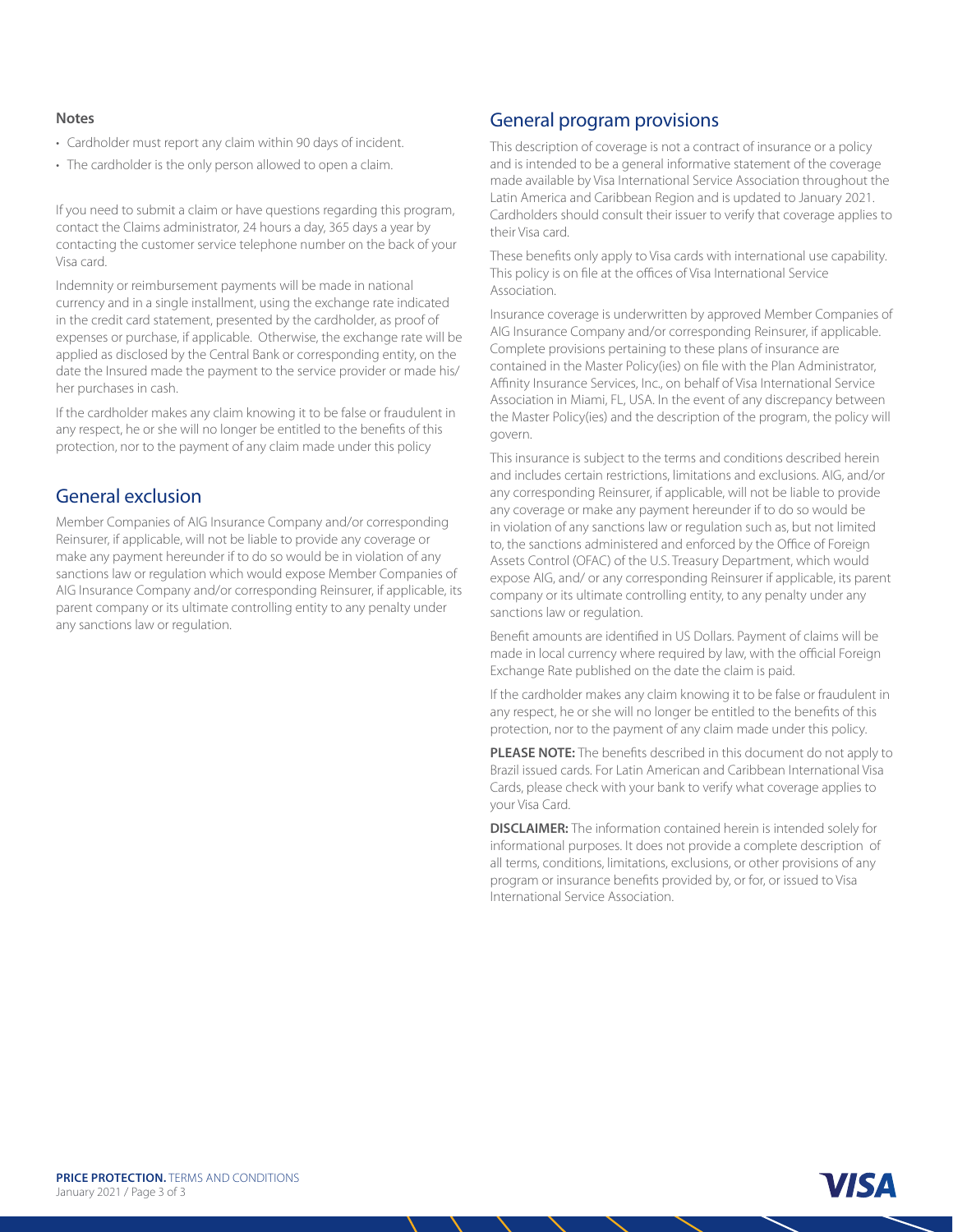**Notes**

- Cardholder must report any claim within 90 days of incident.
- The cardholder is the only person allowed to open a claim.

If you need to submit a claim or have questions regarding this program, contact the Claims administrator, 24 hours a day, 365 days a year by contacting the customer service telephone number on the back of your Visa card.

Indemnity or reimbursement payments will be made in national currency and in a single installment, using the exchange rate indicated in the credit card statement, presented by the cardholder, as proof of expenses or purchase, if applicable. Otherwise, the exchange rate will be applied as disclosed by the Central Bank or corresponding entity, on the date the Insured made the payment to the service provider or made his/her purchases in cash.

If the cardholder makes any claim knowing it to be false or fraudulent in any respect, he or she will no longer be entitled to the benefits of this protection, nor to the payment of any claim made under this policy

## General exclusion

Member Companies of AIG Insurance Company and/or corresponding Reinsurer, if applicable, will not be liable to provide any coverage or make any payment hereunder if to do so would be in violation of any sanctions law or regulation which would expose Member Companies of AIG Insurance Company and/or corresponding Reinsurer, if applicable, its parent company or its ultimate controlling entity to any penalty under any sanctions law or regulation.

## General program provisions

This description of coverage is not a contract of insurance or a policy and is intended to be a general informative statement of the coverage made available by Visa International Service Association throughout the Latin America and Caribbean Region and is updated to January 2021. Cardholders should consult their issuer to verify that coverage applies to their Visa card.

These benefits only apply to Visa cards with international use capability. This policy is on file at the offices of Visa International Service Association.

Insurance coverage is underwritten by approved Member Companies of AIG Insurance Company and/or corresponding Reinsurer, if applicable. Complete provisions pertaining to these plans of insurance are contained in the Master Policy(ies) on file with the Plan Administrator, Affinity Insurance Services, Inc., on behalf of Visa International Service Association in Miami, FL, USA. In the event of any discrepancy between the Master Policy(ies) and the description of the program, the policy will govern.

This insurance is subject to the terms and conditions described herein and includes certain restrictions, limitations and exclusions. AIG, and/or any corresponding Reinsurer, if applicable, will not be liable to provide any coverage or make any payment hereunder if to do so would be in violation of any sanctions law or regulation such as, but not limited to, the sanctions administered and enforced by the Office of Foreign Assets Control (OFAC) of the U.S. Treasury Department, which would expose AIG, and/ or any corresponding Reinsurer if applicable, its parent company or its ultimate controlling entity, to any penalty under any sanctions law or regulation.

Benefit amounts are identified in US Dollars. Payment of claims will be made in local currency where required by law, with the official Foreign Exchange Rate published on the date the claim is paid.

If the cardholder makes any claim knowing it to be false or fraudulent in any respect, he or she will no longer be entitled to the benefits of this protection, nor to the payment of any claim made under this policy.

**PLEASE NOTE:** The benefits described in this document do not apply to Brazil issued cards. For Latin American and Caribbean International Visa Cards, please check with your bank to verify what coverage applies to your Visa Card.

**DISCLAIMER:** The information contained herein is intended solely for informational purposes. It does not provide a complete description of all terms, conditions, limitations, exclusions, or other provisions of any program or insurance benefits provided by, or for, or issued to Visa International Service Association.